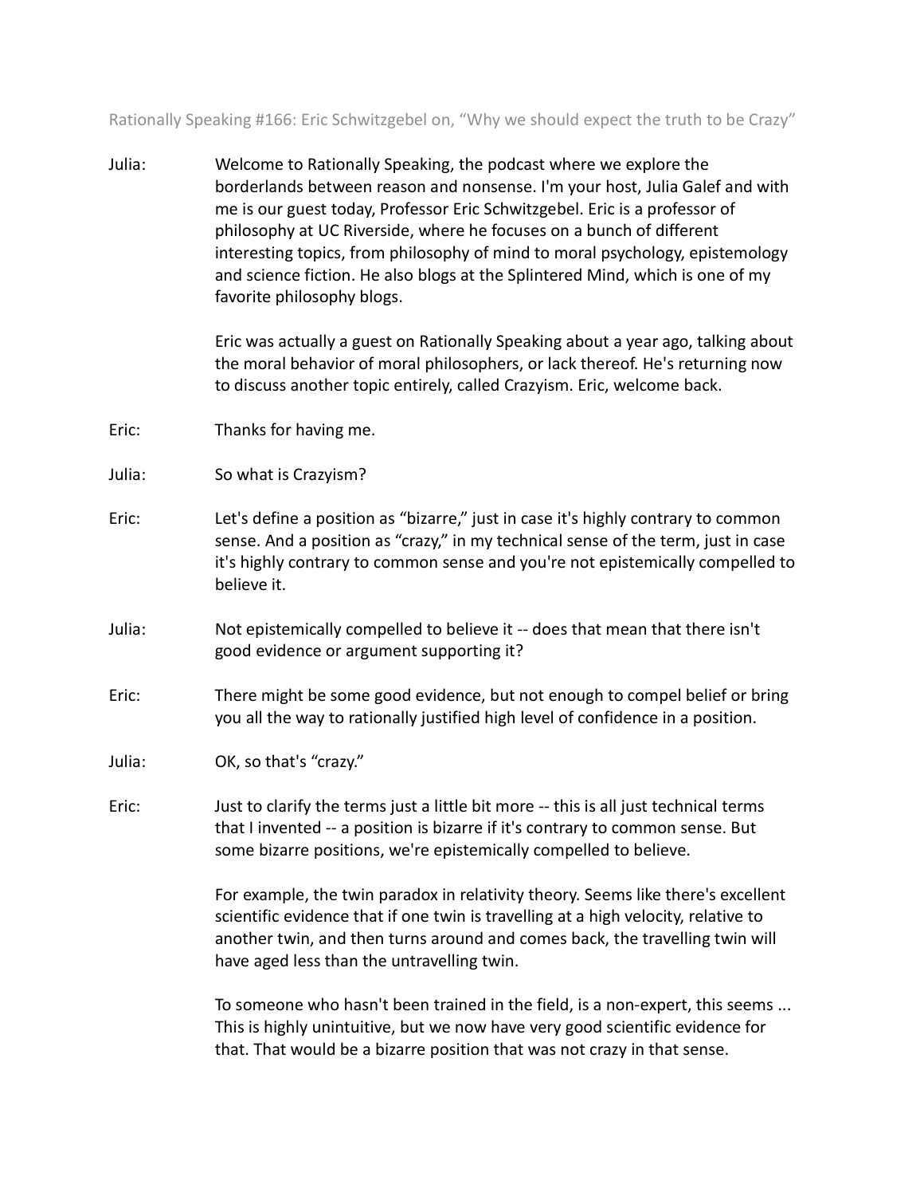Rationally Speaking #166: Eric Schwitzgebel on, "Why we should expect the truth to be Crazy"

**Julia:** Welcome to Rationally Speaking, the podcast where we explore the borderlands between reason and nonsense. I'm your host, Julia Galef and with me is our guest today, Professor Eric Schwitzgebel. Eric is a professor of philosophy at UC Riverside, where he focuses on a bunch of different interesting topics, from philosophy of mind to moral psychology, epistemology and science fiction. He also blogs at the Splintered Mind, which is one of my favorite philosophy blogs.

Eric was actually a guest on Rationally Speaking about a year ago, talking about the moral behavior of moral philosophers, or lack thereof. He's returning now to discuss another topic entirely, called Crazyism. Eric, welcome back.

**Eric:** Thanks for having me.

**Julia:** So what is Crazyism?

**Eric:** Let's define a position as "bizarre," just in case it's highly contrary to common sense. And a position as "crazy," in my technical sense of the term, just in case it's highly contrary to common sense and you're not epistemically compelled to believe it.

**Julia:** Not epistemically compelled to believe it -- does that mean that there isn't good evidence or argument supporting it?

**Eric:** There might be some good evidence, but not enough to compel belief or bring you all the way to rationally justified high level of confidence in a position.

**Julia:** OK, so that's "crazy."

**Eric:** Just to clarify the terms just a little bit more -- this is all just technical terms that I invented -- a position is bizarre if it's contrary to common sense. But some bizarre positions, we're epistemically compelled to believe.

For example, the twin paradox in relativity theory. Seems like there's excellent scientific evidence that if one twin is travelling at a high velocity, relative to another twin, and then turns around and comes back, the travelling twin will have aged less than the untravelling twin.

To someone who hasn't been trained in the field, is a non-expert, this seems ... This is highly unintuitive, but we now have very good scientific evidence for that. That would be a bizarre position that was not crazy in that sense.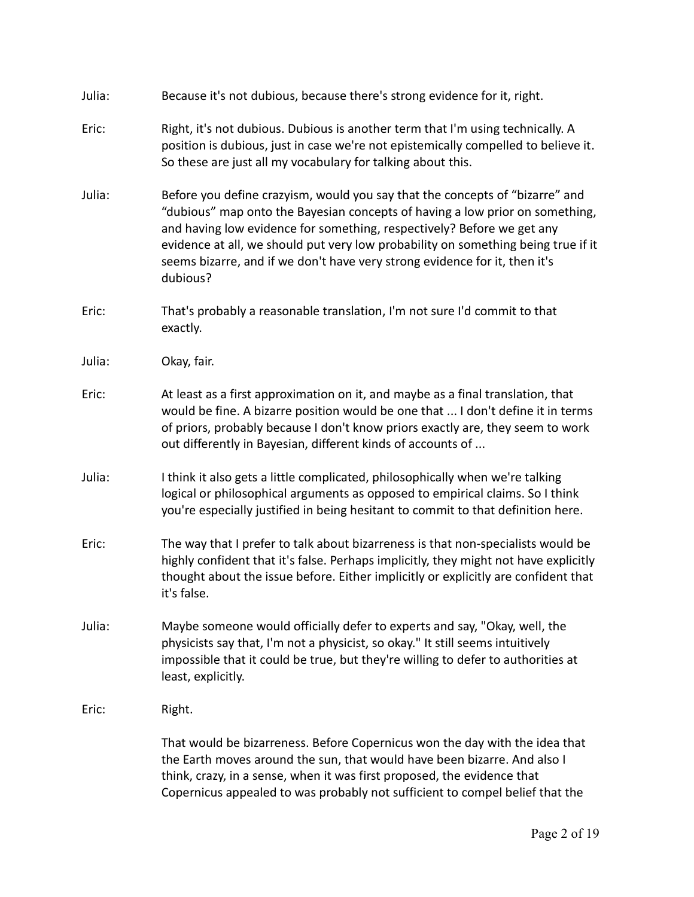Julia: Because it's not dubious, because there's strong evidence for it, right.

Eric: Right, it's not dubious. Dubious is another term that I'm using technically. A position is dubious, just in case we're not epistemically compelled to believe it. So these are just all my vocabulary for talking about this.

Julia: Before you define crazyism, would you say that the concepts of "bizarre" and "dubious" map onto the Bayesian concepts of having a low prior on something, and having low evidence for something, respectively? Before we get any evidence at all, we should put very low probability on something being true if it seems bizarre, and if we don't have very strong evidence for it, then it's dubious?

Eric: That's probably a reasonable translation, I'm not sure I'd commit to that exactly.

Julia: Okay, fair.

Eric: At least as a first approximation on it, and maybe as a final translation, that would be fine. A bizarre position would be one that ... I don't define it in terms of priors, probably because I don't know priors exactly are, they seem to work out differently in Bayesian, different kinds of accounts of ...

Julia: I think it also gets a little complicated, philosophically when we're talking logical or philosophical arguments as opposed to empirical claims. So I think you're especially justified in being hesitant to commit to that definition here.

Eric: The way that I prefer to talk about bizarreness is that non-specialists would be highly confident that it's false. Perhaps implicitly, they might not have explicitly thought about the issue before. Either implicitly or explicitly are confident that it's false.

Julia: Maybe someone would officially defer to experts and say, "Okay, well, the physicists say that, I'm not a physicist, so okay." It still seems intuitively impossible that it could be true, but they're willing to defer to authorities at least, explicitly.

Eric: Right.

That would be bizarreness. Before Copernicus won the day with the idea that the Earth moves around the sun, that would have been bizarre. And also I think, crazy, in a sense, when it was first proposed, the evidence that Copernicus appealed to was probably not sufficient to compel belief that the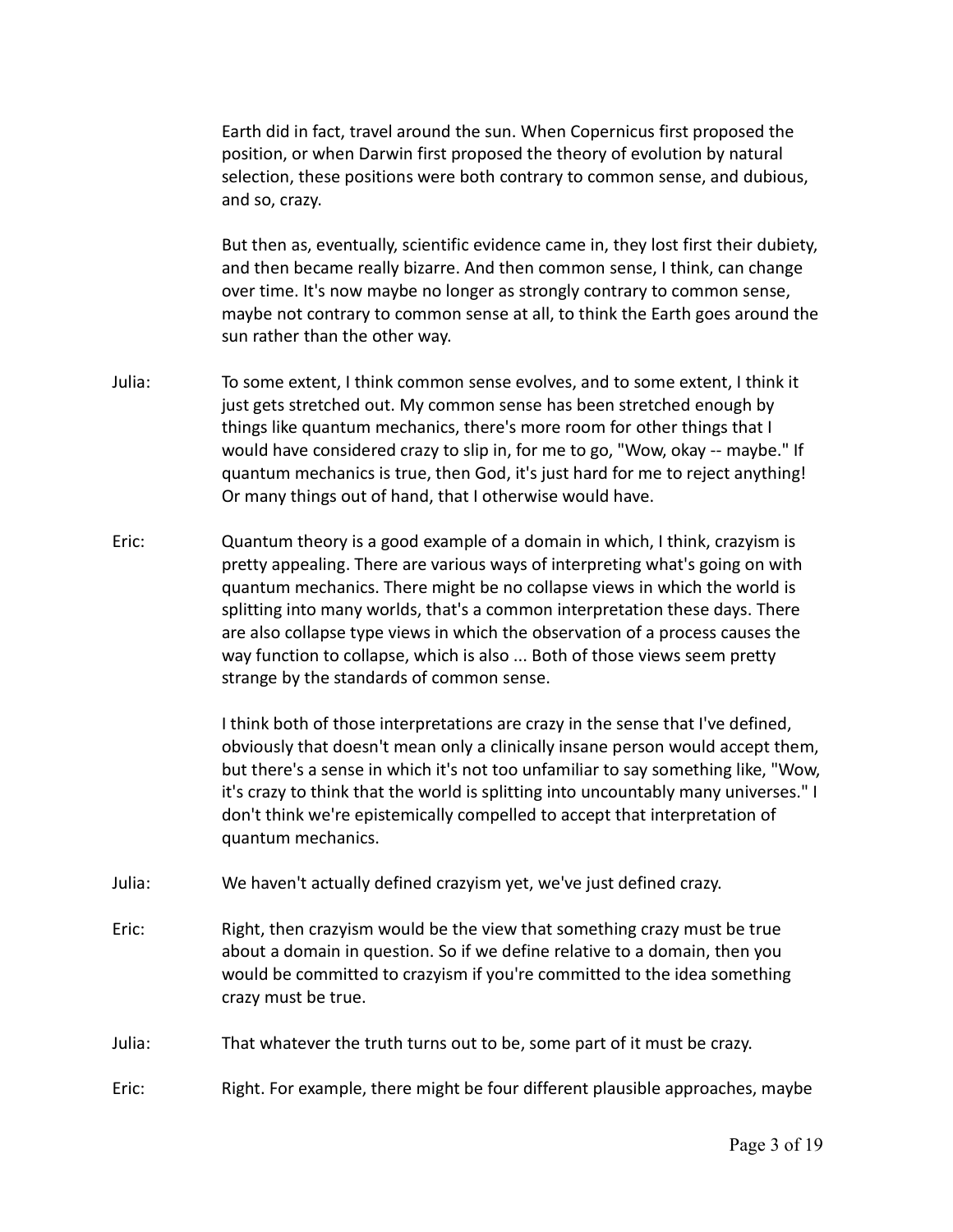Earth did in fact, travel around the sun. When Copernicus first proposed the position, or when Darwin first proposed the theory of evolution by natural selection, these positions were both contrary to common sense, and dubious, and so, crazy.

But then as, eventually, scientific evidence came in, they lost first their dubiety, and then became really bizarre. And then common sense, I think, can change over time. It's now maybe no longer as strongly contrary to common sense, maybe not contrary to common sense at all, to think the Earth goes around the sun rather than the other way.

Julia: To some extent, I think common sense evolves, and to some extent, I think it just gets stretched out. My common sense has been stretched enough by things like quantum mechanics, there's more room for other things that I would have considered crazy to slip in, for me to go, "Wow, okay -- maybe." If quantum mechanics is true, then God, it's just hard for me to reject anything! Or many things out of hand, that I otherwise would have.

Eric: Quantum theory is a good example of a domain in which, I think, crazyism is pretty appealing. There are various ways of interpreting what's going on with quantum mechanics. There might be no collapse views in which the world is splitting into many worlds, that's a common interpretation these days. There are also collapse type views in which the observation of a process causes the way function to collapse, which is also ... Both of those views seem pretty strange by the standards of common sense.

I think both of those interpretations are crazy in the sense that I've defined, obviously that doesn't mean only a clinically insane person would accept them, but there's a sense in which it's not too unfamiliar to say something like, "Wow, it's crazy to think that the world is splitting into uncountably many universes." I don't think we're epistemically compelled to accept that interpretation of quantum mechanics.

Julia: We haven't actually defined crazyism yet, we've just defined crazy.

Eric: Right, then crazyism would be the view that something crazy must be true about a domain in question. So if we define relative to a domain, then you would be committed to crazyism if you're committed to the idea something crazy must be true.

Julia: That whatever the truth turns out to be, some part of it must be crazy.

Eric: Right. For example, there might be four different plausible approaches, maybe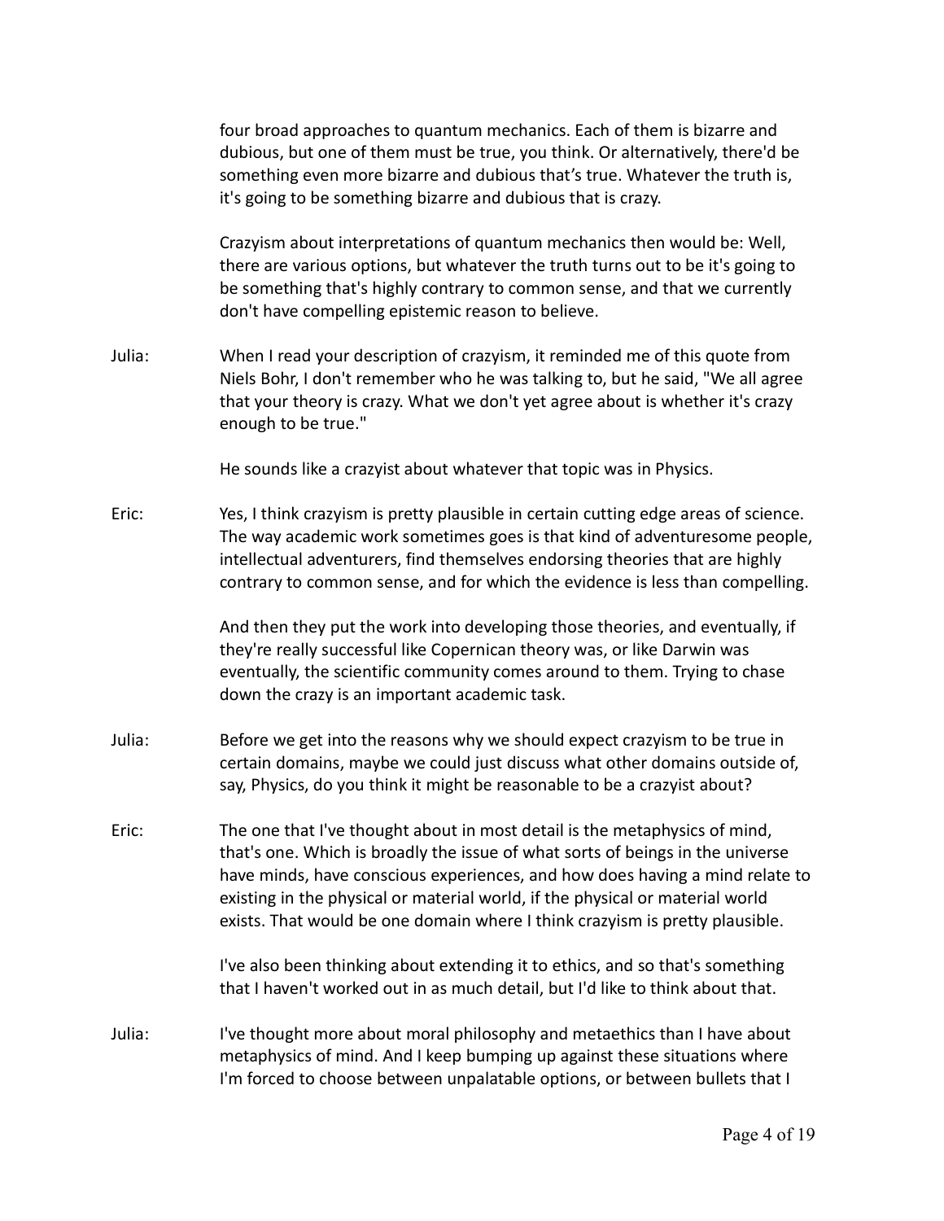four broad approaches to quantum mechanics. Each of them is bizarre and dubious, but one of them must be true, you think. Or alternatively, there'd be something even more bizarre and dubious that's true. Whatever the truth is, it's going to be something bizarre and dubious that is crazy.

Crazyism about interpretations of quantum mechanics then would be: Well, there are various options, but whatever the truth turns out to be it's going to be something that's highly contrary to common sense, and that we currently don't have compelling epistemic reason to believe.

Julia: When I read your description of crazyism, it reminded me of this quote from Niels Bohr, I don't remember who he was talking to, but he said, "We all agree that your theory is crazy. What we don't yet agree about is whether it's crazy enough to be true."

He sounds like a crazyist about whatever that topic was in Physics.

Eric: Yes, I think crazyism is pretty plausible in certain cutting edge areas of science. The way academic work sometimes goes is that kind of adventuresome people, intellectual adventurers, find themselves endorsing theories that are highly contrary to common sense, and for which the evidence is less than compelling.

And then they put the work into developing those theories, and eventually, if they're really successful like Copernican theory was, or like Darwin was eventually, the scientific community comes around to them. Trying to chase down the crazy is an important academic task.

Julia: Before we get into the reasons why we should expect crazyism to be true in certain domains, maybe we could just discuss what other domains outside of, say, Physics, do you think it might be reasonable to be a crazyist about?

Eric: The one that I've thought about in most detail is the metaphysics of mind, that's one. Which is broadly the issue of what sorts of beings in the universe have minds, have conscious experiences, and how does having a mind relate to existing in the physical or material world, if the physical or material world exists. That would be one domain where I think crazyism is pretty plausible.

I've also been thinking about extending it to ethics, and so that's something that I haven't worked out in as much detail, but I'd like to think about that.

Julia: I've thought more about moral philosophy and metaethics than I have about metaphysics of mind. And I keep bumping up against these situations where I'm forced to choose between unpalatable options, or between bullets that I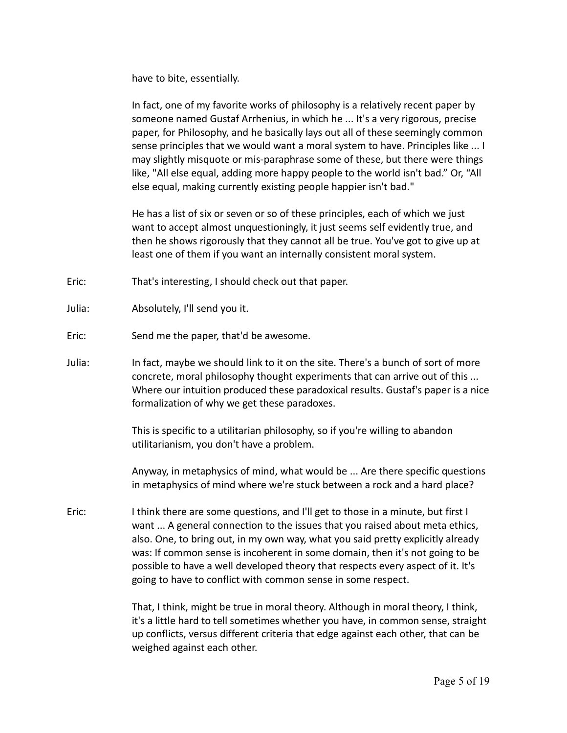have to bite, essentially.

In fact, one of my favorite works of philosophy is a relatively recent paper by someone named Gustaf Arrhenius, in which he ... It's a very rigorous, precise paper, for Philosophy, and he basically lays out all of these seemingly common sense principles that we would want a moral system to have. Principles like ... I may slightly misquote or mis-paraphrase some of these, but there were things like, "All else equal, adding more happy people to the world isn't bad." Or, "All else equal, making currently existing people happier isn't bad."

He has a list of six or seven or so of these principles, each of which we just want to accept almost unquestioningly, it just seems self evidently true, and then he shows rigorously that they cannot all be true. You've got to give up at least one of them if you want an internally consistent moral system.

Eric: That's interesting, I should check out that paper.

Julia: Absolutely, I'll send you it.

Eric: Send me the paper, that'd be awesome.

Julia: In fact, maybe we should link to it on the site. There's a bunch of sort of more concrete, moral philosophy thought experiments that can arrive out of this ... Where our intuition produced these paradoxical results. Gustaf's paper is a nice formalization of why we get these paradoxes.

This is specific to a utilitarian philosophy, so if you're willing to abandon utilitarianism, you don't have a problem.

Anyway, in metaphysics of mind, what would be ... Are there specific questions in metaphysics of mind where we're stuck between a rock and a hard place?

Eric: I think there are some questions, and I'll get to those in a minute, but first I want ... A general connection to the issues that you raised about meta ethics, also. One, to bring out, in my own way, what you said pretty explicitly already was: If common sense is incoherent in some domain, then it's not going to be possible to have a well developed theory that respects every aspect of it. It's going to have to conflict with common sense in some respect.

That, I think, might be true in moral theory. Although in moral theory, I think, it's a little hard to tell sometimes whether you have, in common sense, straight up conflicts, versus different criteria that edge against each other, that can be weighed against each other.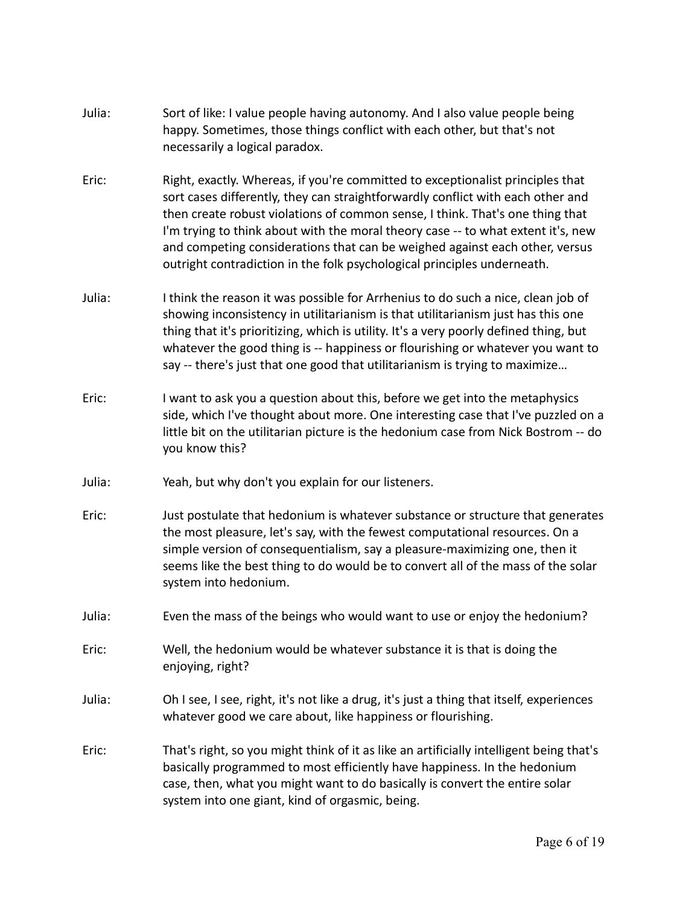Julia: Sort of like: I value people having autonomy. And I also value people being happy. Sometimes, those things conflict with each other, but that's not necessarily a logical paradox.

Eric: Right, exactly. Whereas, if you're committed to exceptionalist principles that sort cases differently, they can straightforwardly conflict with each other and then create robust violations of common sense, I think. That's one thing that I'm trying to think about with the moral theory case -- to what extent it's, new and competing considerations that can be weighed against each other, versus outright contradiction in the folk psychological principles underneath.

Julia: I think the reason it was possible for Arrhenius to do such a nice, clean job of showing inconsistency in utilitarianism is that utilitarianism just has this one thing that it's prioritizing, which is utility. It's a very poorly defined thing, but whatever the good thing is -- happiness or flourishing or whatever you want to say -- there's just that one good that utilitarianism is trying to maximize…

Eric: I want to ask you a question about this, before we get into the metaphysics side, which I've thought about more. One interesting case that I've puzzled on a little bit on the utilitarian picture is the hedonium case from Nick Bostrom -- do you know this?

Julia: Yeah, but why don't you explain for our listeners.

Eric: Just postulate that hedonium is whatever substance or structure that generates the most pleasure, let's say, with the fewest computational resources. On a simple version of consequentialism, say a pleasure-maximizing one, then it seems like the best thing to do would be to convert all of the mass of the solar system into hedonium.

Julia: Even the mass of the beings who would want to use or enjoy the hedonium?

Eric: Well, the hedonium would be whatever substance it is that is doing the enjoying, right?

Julia: Oh I see, I see, right, it's not like a drug, it's just a thing that itself, experiences whatever good we care about, like happiness or flourishing.

Eric: That's right, so you might think of it as like an artificially intelligent being that's basically programmed to most efficiently have happiness. In the hedonium case, then, what you might want to do basically is convert the entire solar system into one giant, kind of orgasmic, being.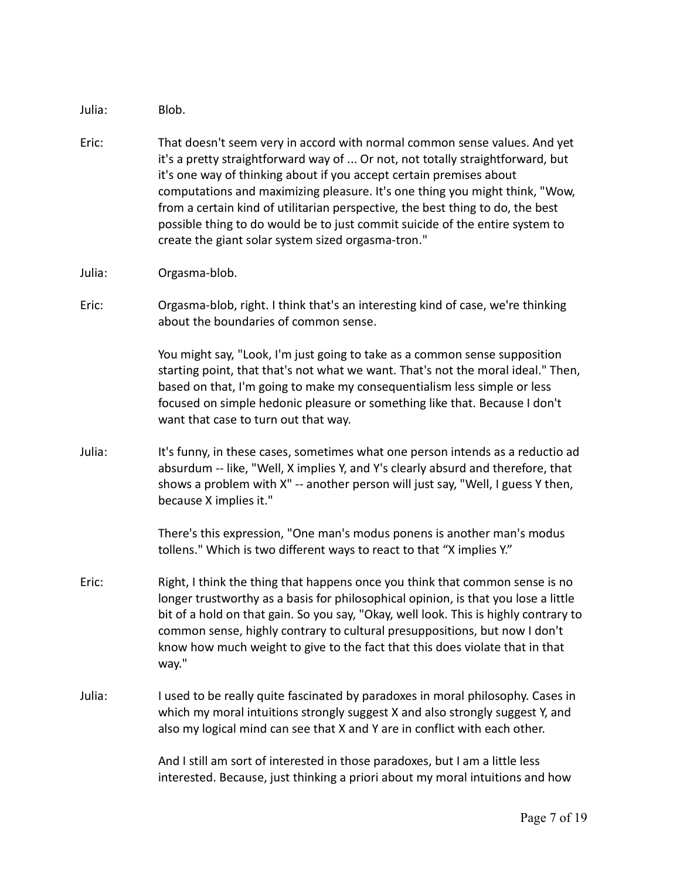Julia: Blob.

Eric: That doesn't seem very in accord with normal common sense values. And yet it's a pretty straightforward way of ... Or not, not totally straightforward, but it's one way of thinking about if you accept certain premises about computations and maximizing pleasure. It's one thing you might think, "Wow, from a certain kind of utilitarian perspective, the best thing to do, the best possible thing to do would be to just commit suicide of the entire system to create the giant solar system sized orgasma-tron."

Julia: Orgasma-blob.

Eric: Orgasma-blob, right. I think that's an interesting kind of case, we're thinking about the boundaries of common sense.

You might say, "Look, I'm just going to take as a common sense supposition starting point, that that's not what we want. That's not the moral ideal." Then, based on that, I'm going to make my consequentialism less simple or less focused on simple hedonic pleasure or something like that. Because I don't want that case to turn out that way.

Julia: It's funny, in these cases, sometimes what one person intends as a reductio ad absurdum -- like, "Well, X implies Y, and Y's clearly absurd and therefore, that shows a problem with X" -- another person will just say, "Well, I guess Y then, because X implies it."

There's this expression, "One man's modus ponens is another man's modus tollens." Which is two different ways to react to that "X implies Y."

Eric: Right, I think the thing that happens once you think that common sense is no longer trustworthy as a basis for philosophical opinion, is that you lose a little bit of a hold on that gain. So you say, "Okay, well look. This is highly contrary to common sense, highly contrary to cultural presuppositions, but now I don't know how much weight to give to the fact that this does violate that in that way."

Julia: I used to be really quite fascinated by paradoxes in moral philosophy. Cases in which my moral intuitions strongly suggest X and also strongly suggest Y, and also my logical mind can see that X and Y are in conflict with each other.

And I still am sort of interested in those paradoxes, but I am a little less interested. Because, just thinking a priori about my moral intuitions and how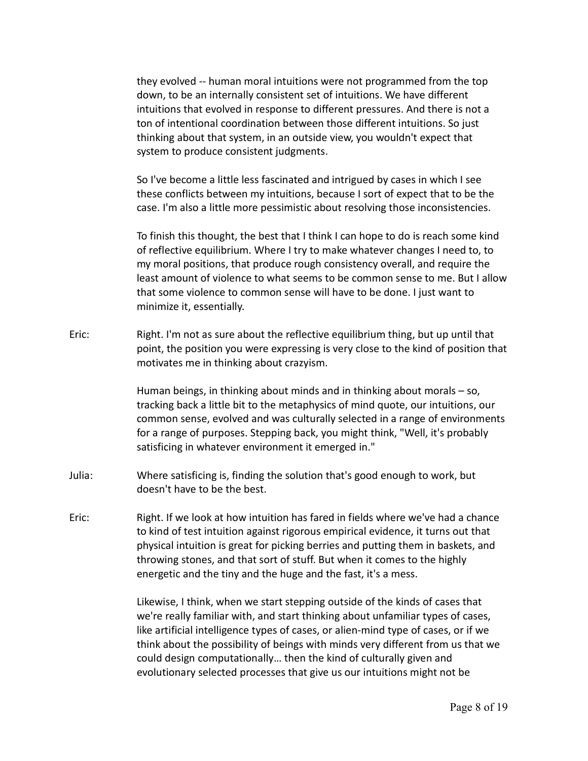they evolved -- human moral intuitions were not programmed from the top down, to be an internally consistent set of intuitions. We have different intuitions that evolved in response to different pressures. And there is not a ton of intentional coordination between those different intuitions. So just thinking about that system, in an outside view, you wouldn't expect that system to produce consistent judgments.

So I've become a little less fascinated and intrigued by cases in which I see these conflicts between my intuitions, because I sort of expect that to be the case. I'm also a little more pessimistic about resolving those inconsistencies.

To finish this thought, the best that I think I can hope to do is reach some kind of reflective equilibrium. Where I try to make whatever changes I need to, to my moral positions, that produce rough consistency overall, and require the least amount of violence to what seems to be common sense to me. But I allow that some violence to common sense will have to be done. I just want to minimize it, essentially.

Eric: Right. I'm not as sure about the reflective equilibrium thing, but up until that point, the position you were expressing is very close to the kind of position that motivates me in thinking about crazyism.

Human beings, in thinking about minds and in thinking about morals – so, tracking back a little bit to the metaphysics of mind quote, our intuitions, our common sense, evolved and was culturally selected in a range of environments for a range of purposes. Stepping back, you might think, "Well, it's probably satisficing in whatever environment it emerged in."

Julia: Where satisficing is, finding the solution that's good enough to work, but doesn't have to be the best.

Eric: Right. If we look at how intuition has fared in fields where we've had a chance to kind of test intuition against rigorous empirical evidence, it turns out that physical intuition is great for picking berries and putting them in baskets, and throwing stones, and that sort of stuff. But when it comes to the highly energetic and the tiny and the huge and the fast, it's a mess.

Likewise, I think, when we start stepping outside of the kinds of cases that we're really familiar with, and start thinking about unfamiliar types of cases, like artificial intelligence types of cases, or alien-mind type of cases, or if we think about the possibility of beings with minds very different from us that we could design computationally… then the kind of culturally given and evolutionary selected processes that give us our intuitions might not be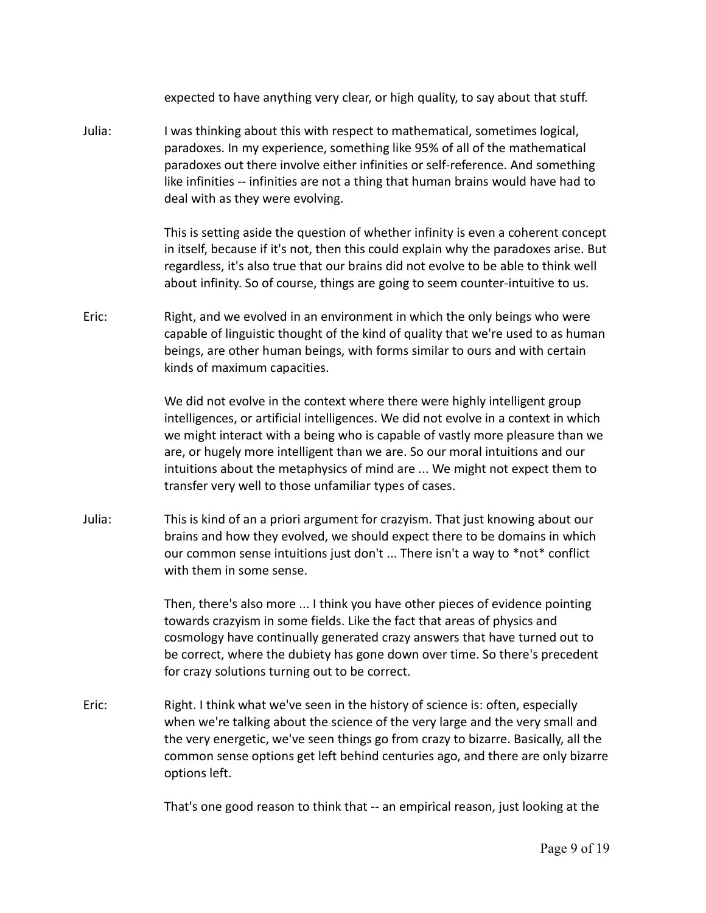expected to have anything very clear, or high quality, to say about that stuff.

Julia: I was thinking about this with respect to mathematical, sometimes logical, paradoxes. In my experience, something like 95% of all of the mathematical paradoxes out there involve either infinities or self-reference. And something like infinities -- infinities are not a thing that human brains would have had to deal with as they were evolving.

This is setting aside the question of whether infinity is even a coherent concept in itself, because if it's not, then this could explain why the paradoxes arise. But regardless, it's also true that our brains did not evolve to be able to think well about infinity. So of course, things are going to seem counter-intuitive to us.

Eric: Right, and we evolved in an environment in which the only beings who were capable of linguistic thought of the kind of quality that we're used to as human beings, are other human beings, with forms similar to ours and with certain kinds of maximum capacities.

We did not evolve in the context where there were highly intelligent group intelligences, or artificial intelligences. We did not evolve in a context in which we might interact with a being who is capable of vastly more pleasure than we are, or hugely more intelligent than we are. So our moral intuitions and our intuitions about the metaphysics of mind are ... We might not expect them to transfer very well to those unfamiliar types of cases.

Julia: This is kind of an a priori argument for crazyism. That just knowing about our brains and how they evolved, we should expect there to be domains in which our common sense intuitions just don't ... There isn't a way to *not* conflict with them in some sense.

Then, there's also more ... I think you have other pieces of evidence pointing towards crazyism in some fields. Like the fact that areas of physics and cosmology have continually generated crazy answers that have turned out to be correct, where the dubiety has gone down over time. So there's precedent for crazy solutions turning out to be correct.

Eric: Right. I think what we've seen in the history of science is: often, especially when we're talking about the science of the very large and the very small and the very energetic, we've seen things go from crazy to bizarre. Basically, all the common sense options get left behind centuries ago, and there are only bizarre options left.

That's one good reason to think that -- an empirical reason, just looking at the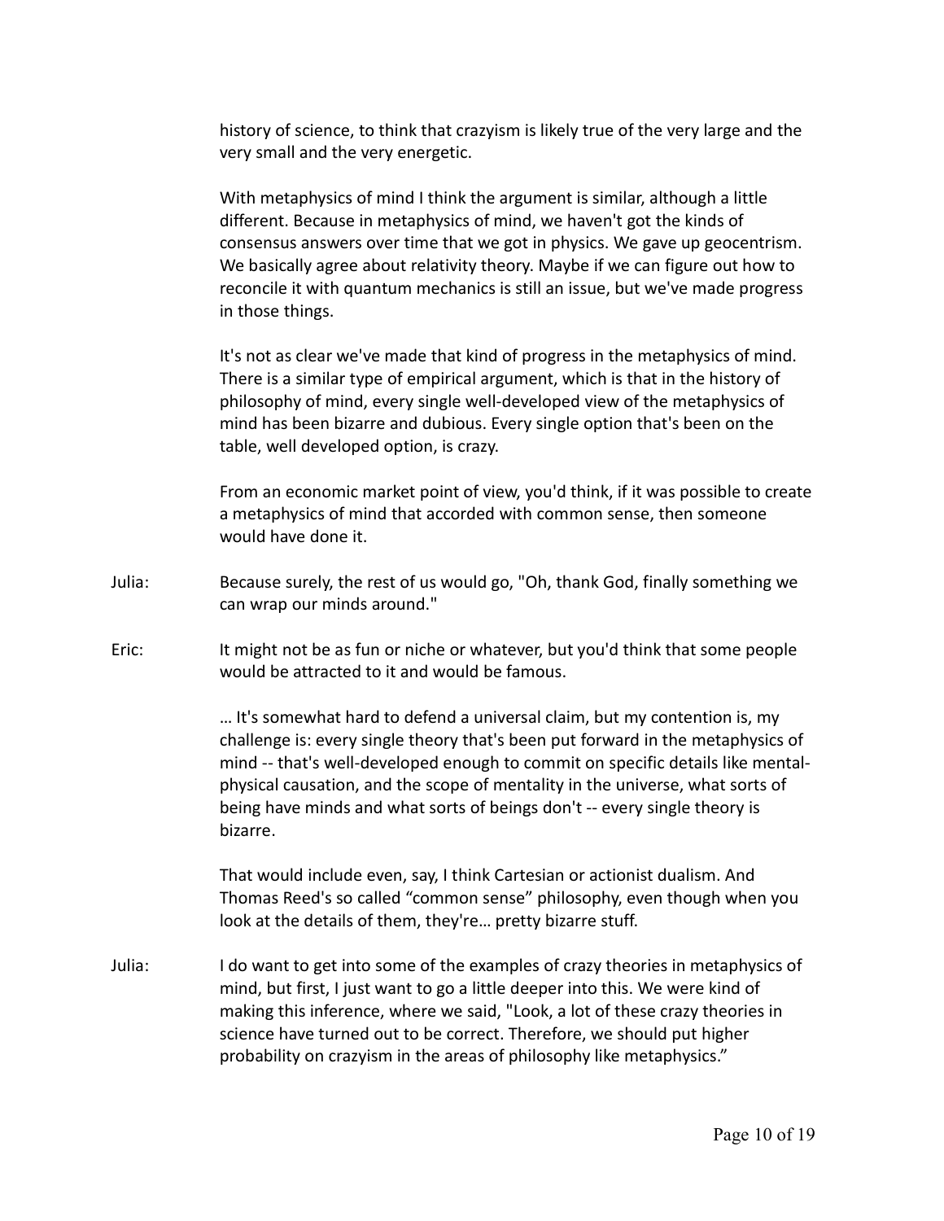history of science, to think that crazyism is likely true of the very large and the very small and the very energetic.

With metaphysics of mind I think the argument is similar, although a little different. Because in metaphysics of mind, we haven't got the kinds of consensus answers over time that we got in physics. We gave up geocentrism. We basically agree about relativity theory. Maybe if we can figure out how to reconcile it with quantum mechanics is still an issue, but we've made progress in those things.

It's not as clear we've made that kind of progress in the metaphysics of mind. There is a similar type of empirical argument, which is that in the history of philosophy of mind, every single well-developed view of the metaphysics of mind has been bizarre and dubious. Every single option that's been on the table, well developed option, is crazy.

From an economic market point of view, you'd think, if it was possible to create a metaphysics of mind that accorded with common sense, then someone would have done it.

**Julia:** Because surely, the rest of us would go, "Oh, thank God, finally something we can wrap our minds around."

**Eric:** It might not be as fun or niche or whatever, but you'd think that some people would be attracted to it and would be famous.

… It's somewhat hard to defend a universal claim, but my contention is, my challenge is: every single theory that's been put forward in the metaphysics of mind -- that's well-developed enough to commit on specific details like mental-physical causation, and the scope of mentality in the universe, what sorts of being have minds and what sorts of beings don't -- every single theory is bizarre.

That would include even, say, I think Cartesian or actionist dualism. And Thomas Reed's so called “common sense” philosophy, even though when you look at the details of them, they're… pretty bizarre stuff.

**Julia:** I do want to get into some of the examples of crazy theories in metaphysics of mind, but first, I just want to go a little deeper into this. We were kind of making this inference, where we said, "Look, a lot of these crazy theories in science have turned out to be correct. Therefore, we should put higher probability on crazyism in the areas of philosophy like metaphysics."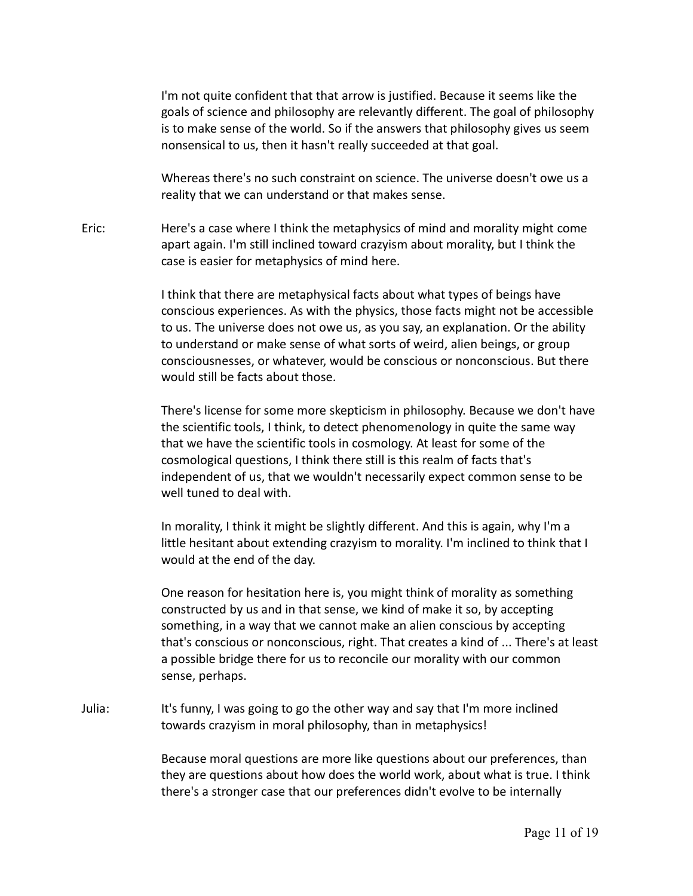I'm not quite confident that that arrow is justified. Because it seems like the goals of science and philosophy are relevantly different. The goal of philosophy is to make sense of the world. So if the answers that philosophy gives us seem nonsensical to us, then it hasn't really succeeded at that goal.

Whereas there's no such constraint on science. The universe doesn't owe us a reality that we can understand or that makes sense.

Eric: Here's a case where I think the metaphysics of mind and morality might come apart again. I'm still inclined toward crazyism about morality, but I think the case is easier for metaphysics of mind here.

I think that there are metaphysical facts about what types of beings have conscious experiences. As with the physics, those facts might not be accessible to us. The universe does not owe us, as you say, an explanation. Or the ability to understand or make sense of what sorts of weird, alien beings, or group consciousnesses, or whatever, would be conscious or nonconscious. But there would still be facts about those.

There's license for some more skepticism in philosophy. Because we don't have the scientific tools, I think, to detect phenomenology in quite the same way that we have the scientific tools in cosmology. At least for some of the cosmological questions, I think there still is this realm of facts that's independent of us, that we wouldn't necessarily expect common sense to be well tuned to deal with.

In morality, I think it might be slightly different. And this is again, why I'm a little hesitant about extending crazyism to morality. I'm inclined to think that I would at the end of the day.

One reason for hesitation here is, you might think of morality as something constructed by us and in that sense, we kind of make it so, by accepting something, in a way that we cannot make an alien conscious by accepting that's conscious or nonconscious, right. That creates a kind of ... There's at least a possible bridge there for us to reconcile our morality with our common sense, perhaps.

Julia: It's funny, I was going to go the other way and say that I'm more inclined towards crazyism in moral philosophy, than in metaphysics!

Because moral questions are more like questions about our preferences, than they are questions about how does the world work, about what is true. I think there's a stronger case that our preferences didn't evolve to be internally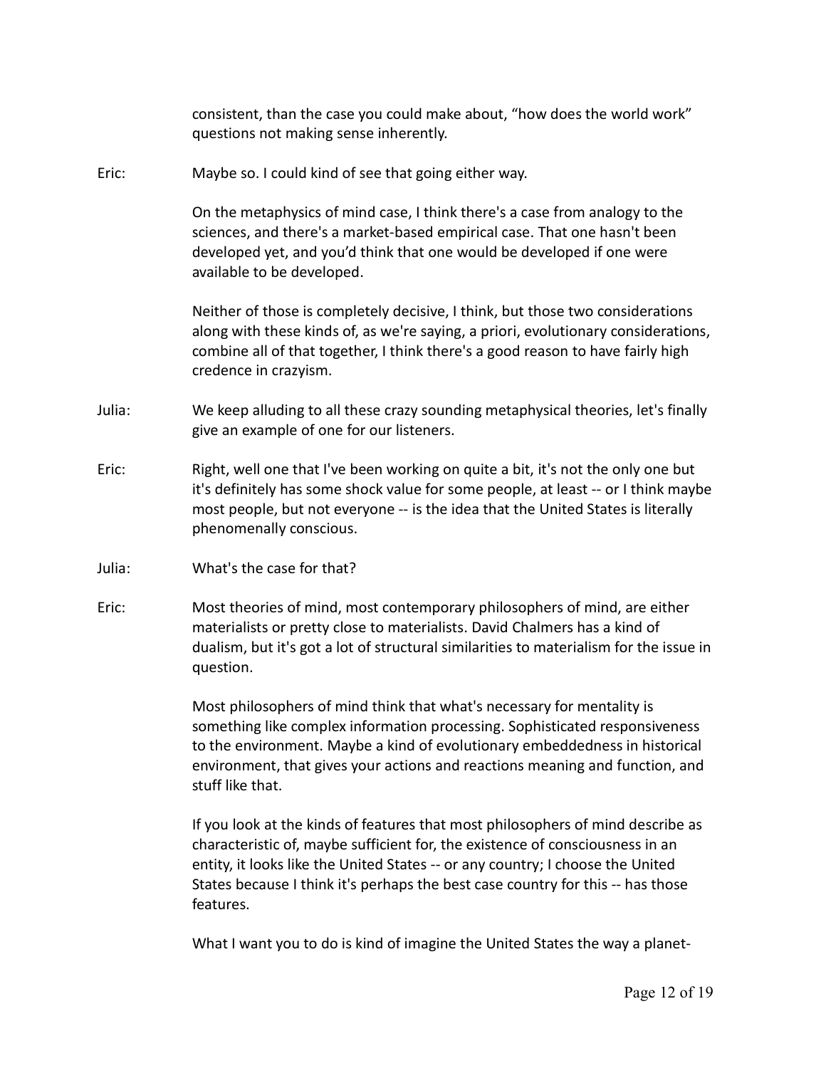consistent, than the case you could make about, "how does the world work" questions not making sense inherently.

Eric: Maybe so. I could kind of see that going either way.

On the metaphysics of mind case, I think there's a case from analogy to the sciences, and there's a market-based empirical case. That one hasn't been developed yet, and you'd think that one would be developed if one were available to be developed.

Neither of those is completely decisive, I think, but those two considerations along with these kinds of, as we're saying, a priori, evolutionary considerations, combine all of that together, I think there's a good reason to have fairly high credence in crazyism.

Julia: We keep alluding to all these crazy sounding metaphysical theories, let's finally give an example of one for our listeners.

Eric: Right, well one that I've been working on quite a bit, it's not the only one but it's definitely has some shock value for some people, at least -- or I think maybe most people, but not everyone -- is the idea that the United States is literally phenomenally conscious.

Julia: What's the case for that?

Eric: Most theories of mind, most contemporary philosophers of mind, are either materialists or pretty close to materialists. David Chalmers has a kind of dualism, but it's got a lot of structural similarities to materialism for the issue in question.

Most philosophers of mind think that what's necessary for mentality is something like complex information processing. Sophisticated responsiveness to the environment. Maybe a kind of evolutionary embeddedness in historical environment, that gives your actions and reactions meaning and function, and stuff like that.

If you look at the kinds of features that most philosophers of mind describe as characteristic of, maybe sufficient for, the existence of consciousness in an entity, it looks like the United States -- or any country; I choose the United States because I think it's perhaps the best case country for this -- has those features.

What I want you to do is kind of imagine the United States the way a planet-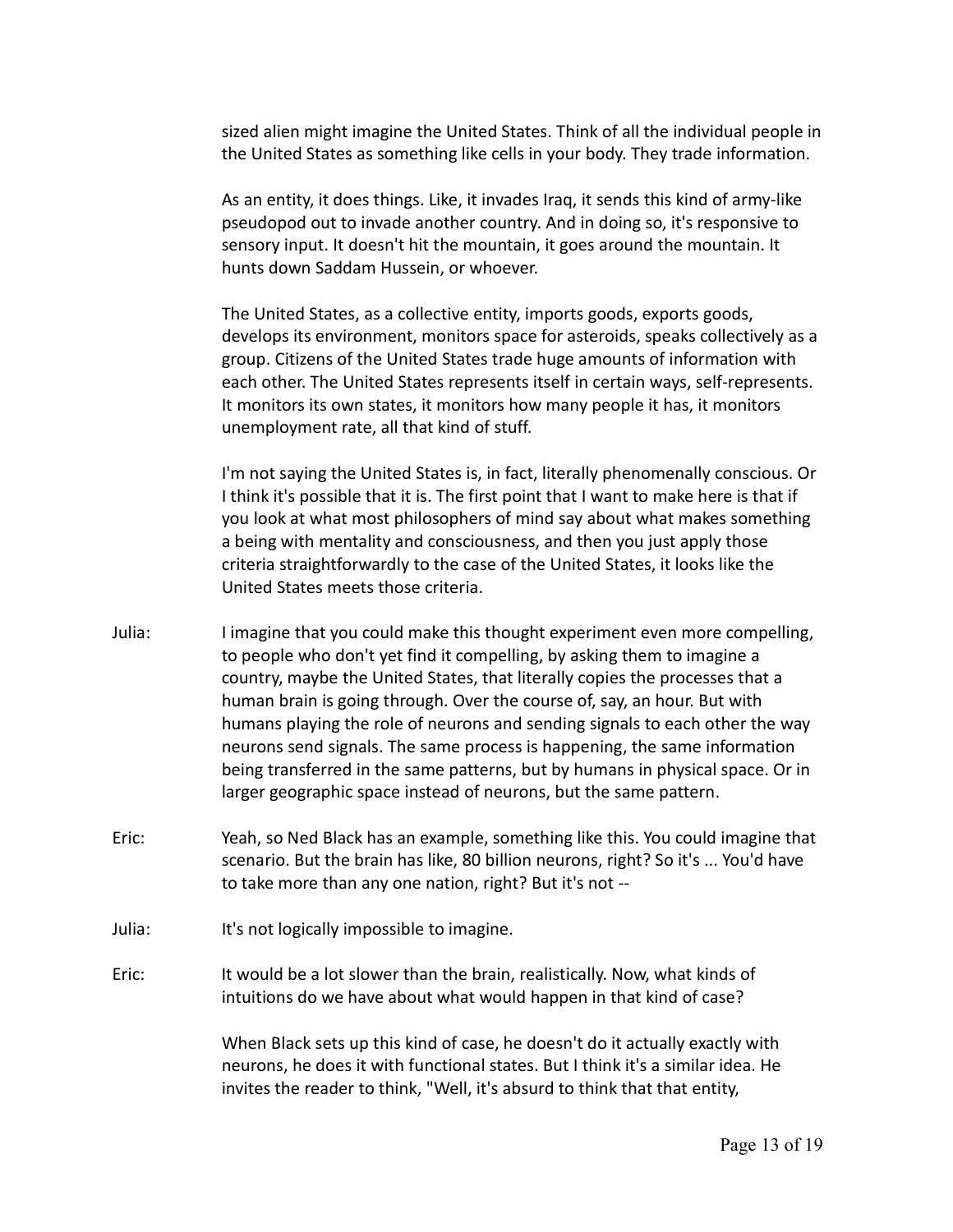sized alien might imagine the United States. Think of all the individual people in the United States as something like cells in your body. They trade information.

As an entity, it does things. Like, it invades Iraq, it sends this kind of army-like pseudopod out to invade another country. And in doing so, it's responsive to sensory input. It doesn't hit the mountain, it goes around the mountain. It hunts down Saddam Hussein, or whoever.

The United States, as a collective entity, imports goods, exports goods, develops its environment, monitors space for asteroids, speaks collectively as a group. Citizens of the United States trade huge amounts of information with each other. The United States represents itself in certain ways, self-represents. It monitors its own states, it monitors how many people it has, it monitors unemployment rate, all that kind of stuff.

I'm not saying the United States is, in fact, literally phenomenally conscious. Or I think it's possible that it is. The first point that I want to make here is that if you look at what most philosophers of mind say about what makes something a being with mentality and consciousness, and then you just apply those criteria straightforwardly to the case of the United States, it looks like the United States meets those criteria.

**Julia:** I imagine that you could make this thought experiment even more compelling, to people who don't yet find it compelling, by asking them to imagine a country, maybe the United States, that literally copies the processes that a human brain is going through. Over the course of, say, an hour. But with humans playing the role of neurons and sending signals to each other the way neurons send signals. The same process is happening, the same information being transferred in the same patterns, but by humans in physical space. Or in larger geographic space instead of neurons, but the same pattern.

**Eric:** Yeah, so Ned Black has an example, something like this. You could imagine that scenario. But the brain has like, 80 billion neurons, right? So it's ... You'd have to take more than any one nation, right? But it's not --

**Julia:** It's not logically impossible to imagine.

**Eric:** It would be a lot slower than the brain, realistically. Now, what kinds of intuitions do we have about what would happen in that kind of case?

When Black sets up this kind of case, he doesn't do it actually exactly with neurons, he does it with functional states. But I think it's a similar idea. He invites the reader to think, "Well, it's absurd to think that that entity,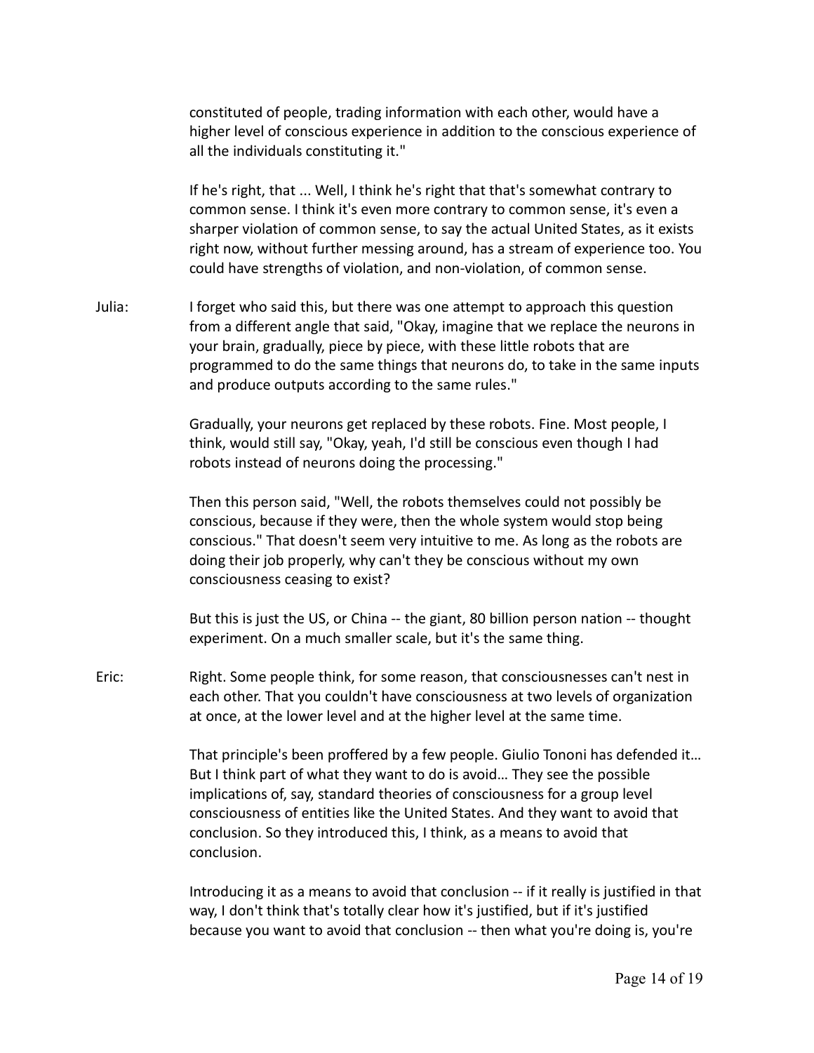constituted of people, trading information with each other, would have a higher level of conscious experience in addition to the conscious experience of all the individuals constituting it."

If he's right, that ... Well, I think he's right that that's somewhat contrary to common sense. I think it's even more contrary to common sense, it's even a sharper violation of common sense, to say the actual United States, as it exists right now, without further messing around, has a stream of experience too. You could have strengths of violation, and non-violation, of common sense.

Julia: I forget who said this, but there was one attempt to approach this question from a different angle that said, "Okay, imagine that we replace the neurons in your brain, gradually, piece by piece, with these little robots that are programmed to do the same things that neurons do, to take in the same inputs and produce outputs according to the same rules."

Gradually, your neurons get replaced by these robots. Fine. Most people, I think, would still say, "Okay, yeah, I'd still be conscious even though I had robots instead of neurons doing the processing."

Then this person said, "Well, the robots themselves could not possibly be conscious, because if they were, then the whole system would stop being conscious." That doesn't seem very intuitive to me. As long as the robots are doing their job properly, why can't they be conscious without my own consciousness ceasing to exist?

But this is just the US, or China -- the giant, 80 billion person nation -- thought experiment. On a much smaller scale, but it's the same thing.

Eric: Right. Some people think, for some reason, that consciousnesses can't nest in each other. That you couldn't have consciousness at two levels of organization at once, at the lower level and at the higher level at the same time.

That principle's been proffered by a few people. Giulio Tononi has defended it… But I think part of what they want to do is avoid… They see the possible implications of, say, standard theories of consciousness for a group level consciousness of entities like the United States. And they want to avoid that conclusion. So they introduced this, I think, as a means to avoid that conclusion.

Introducing it as a means to avoid that conclusion -- if it really is justified in that way, I don't think that's totally clear how it's justified, but if it's justified because you want to avoid that conclusion -- then what you're doing is, you're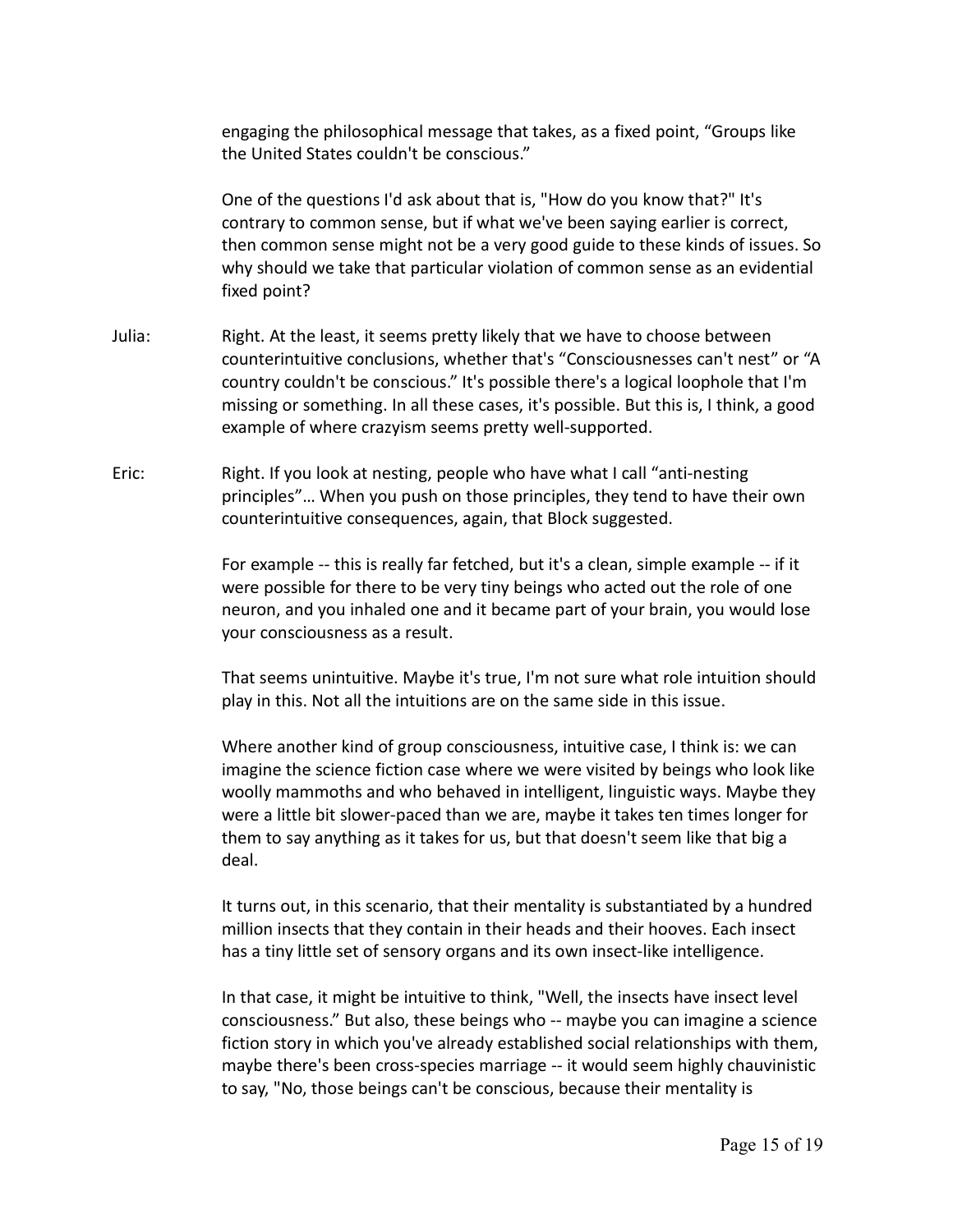engaging the philosophical message that takes, as a fixed point, "Groups like the United States couldn't be conscious."

One of the questions I'd ask about that is, "How do you know that?" It's contrary to common sense, but if what we've been saying earlier is correct, then common sense might not be a very good guide to these kinds of issues. So why should we take that particular violation of common sense as an evidential fixed point?

Julia: Right. At the least, it seems pretty likely that we have to choose between counterintuitive conclusions, whether that's "Consciousnesses can't nest" or "A country couldn't be conscious." It's possible there's a logical loophole that I'm missing or something. In all these cases, it's possible. But this is, I think, a good example of where crazyism seems pretty well-supported.

Eric: Right. If you look at nesting, people who have what I call "anti-nesting principles"… When you push on those principles, they tend to have their own counterintuitive consequences, again, that Block suggested.

For example -- this is really far fetched, but it's a clean, simple example -- if it were possible for there to be very tiny beings who acted out the role of one neuron, and you inhaled one and it became part of your brain, you would lose your consciousness as a result.

That seems unintuitive. Maybe it's true, I'm not sure what role intuition should play in this. Not all the intuitions are on the same side in this issue.

Where another kind of group consciousness, intuitive case, I think is: we can imagine the science fiction case where we were visited by beings who look like woolly mammoths and who behaved in intelligent, linguistic ways. Maybe they were a little bit slower-paced than we are, maybe it takes ten times longer for them to say anything as it takes for us, but that doesn't seem like that big a deal.

It turns out, in this scenario, that their mentality is substantiated by a hundred million insects that they contain in their heads and their hooves. Each insect has a tiny little set of sensory organs and its own insect-like intelligence.

In that case, it might be intuitive to think, "Well, the insects have insect level consciousness." But also, these beings who -- maybe you can imagine a science fiction story in which you've already established social relationships with them, maybe there's been cross-species marriage -- it would seem highly chauvinistic to say, "No, those beings can't be conscious, because their mentality is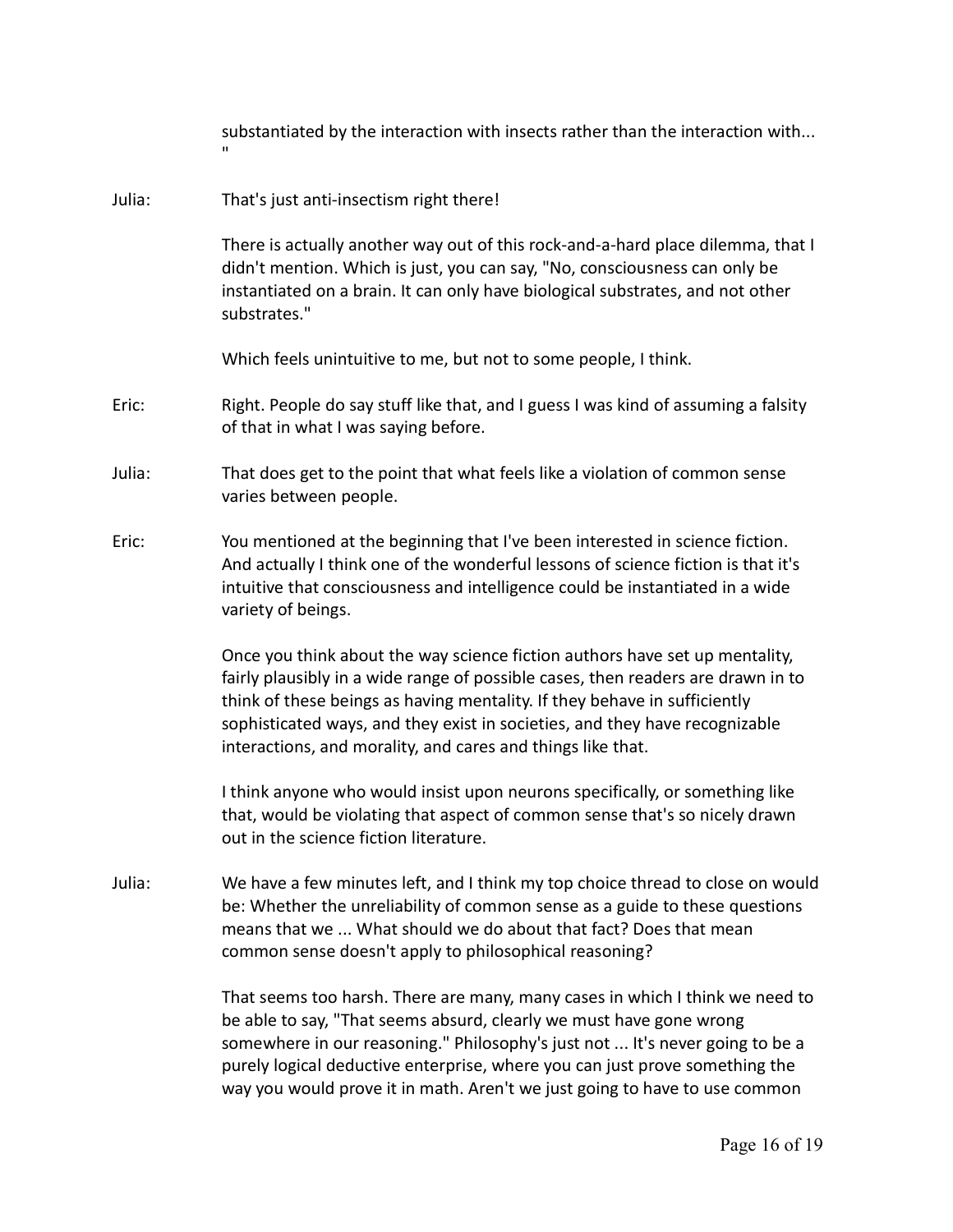substantiated by the interaction with insects rather than the interaction with... "

**Julia:** That's just anti-insectism right there!

There is actually another way out of this rock-and-a-hard place dilemma, that I didn't mention. Which is just, you can say, "No, consciousness can only be instantiated on a brain. It can only have biological substrates, and not other substrates."

Which feels unintuitive to me, but not to some people, I think.

**Eric:** Right. People do say stuff like that, and I guess I was kind of assuming a falsity of that in what I was saying before.

**Julia:** That does get to the point that what feels like a violation of common sense varies between people.

**Eric:** You mentioned at the beginning that I've been interested in science fiction. And actually I think one of the wonderful lessons of science fiction is that it's intuitive that consciousness and intelligence could be instantiated in a wide variety of beings.

Once you think about the way science fiction authors have set up mentality, fairly plausibly in a wide range of possible cases, then readers are drawn in to think of these beings as having mentality. If they behave in sufficiently sophisticated ways, and they exist in societies, and they have recognizable interactions, and morality, and cares and things like that.

I think anyone who would insist upon neurons specifically, or something like that, would be violating that aspect of common sense that's so nicely drawn out in the science fiction literature.

**Julia:** We have a few minutes left, and I think my top choice thread to close on would be: Whether the unreliability of common sense as a guide to these questions means that we ... What should we do about that fact? Does that mean common sense doesn't apply to philosophical reasoning?

That seems too harsh. There are many, many cases in which I think we need to be able to say, "That seems absurd, clearly we must have gone wrong somewhere in our reasoning." Philosophy's just not ... It's never going to be a purely logical deductive enterprise, where you can just prove something the way you would prove it in math. Aren't we just going to have to use common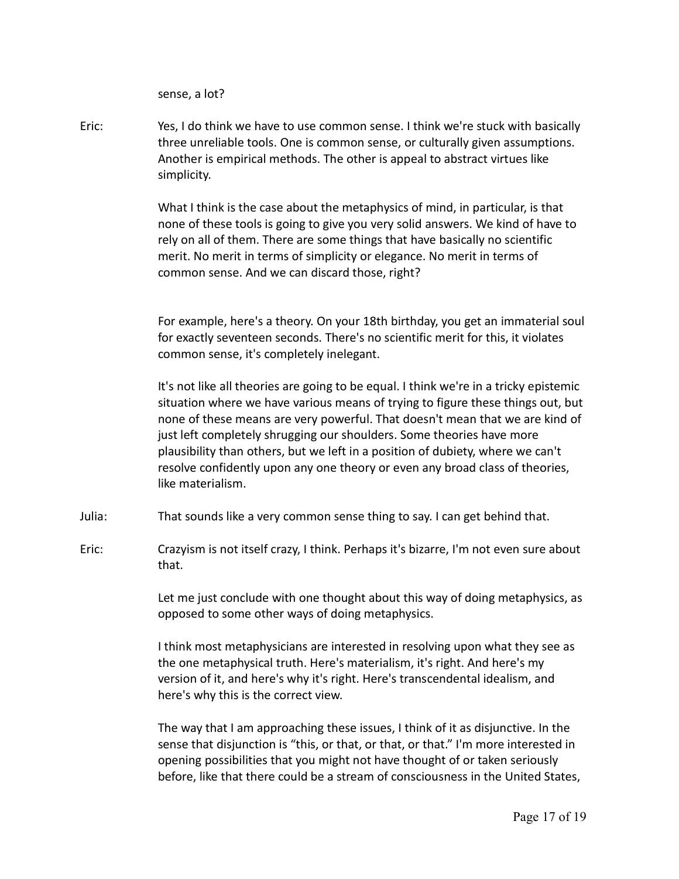sense, a lot?

Eric: Yes, I do think we have to use common sense. I think we're stuck with basically three unreliable tools. One is common sense, or culturally given assumptions. Another is empirical methods. The other is appeal to abstract virtues like simplicity.

What I think is the case about the metaphysics of mind, in particular, is that none of these tools is going to give you very solid answers. We kind of have to rely on all of them. There are some things that have basically no scientific merit. No merit in terms of simplicity or elegance. No merit in terms of common sense. And we can discard those, right?

For example, here's a theory. On your 18th birthday, you get an immaterial soul for exactly seventeen seconds. There's no scientific merit for this, it violates common sense, it's completely inelegant.

It's not like all theories are going to be equal. I think we're in a tricky epistemic situation where we have various means of trying to figure these things out, but none of these means are very powerful. That doesn't mean that we are kind of just left completely shrugging our shoulders. Some theories have more plausibility than others, but we left in a position of dubiety, where we can't resolve confidently upon any one theory or even any broad class of theories, like materialism.

Julia: That sounds like a very common sense thing to say. I can get behind that.

Eric: Crazyism is not itself crazy, I think. Perhaps it's bizarre, I'm not even sure about that.

Let me just conclude with one thought about this way of doing metaphysics, as opposed to some other ways of doing metaphysics.

I think most metaphysicians are interested in resolving upon what they see as the one metaphysical truth. Here's materialism, it's right. And here's my version of it, and here's why it's right. Here's transcendental idealism, and here's why this is the correct view.

The way that I am approaching these issues, I think of it as disjunctive. In the sense that disjunction is "this, or that, or that, or that." I'm more interested in opening possibilities that you might not have thought of or taken seriously before, like that there could be a stream of consciousness in the United States,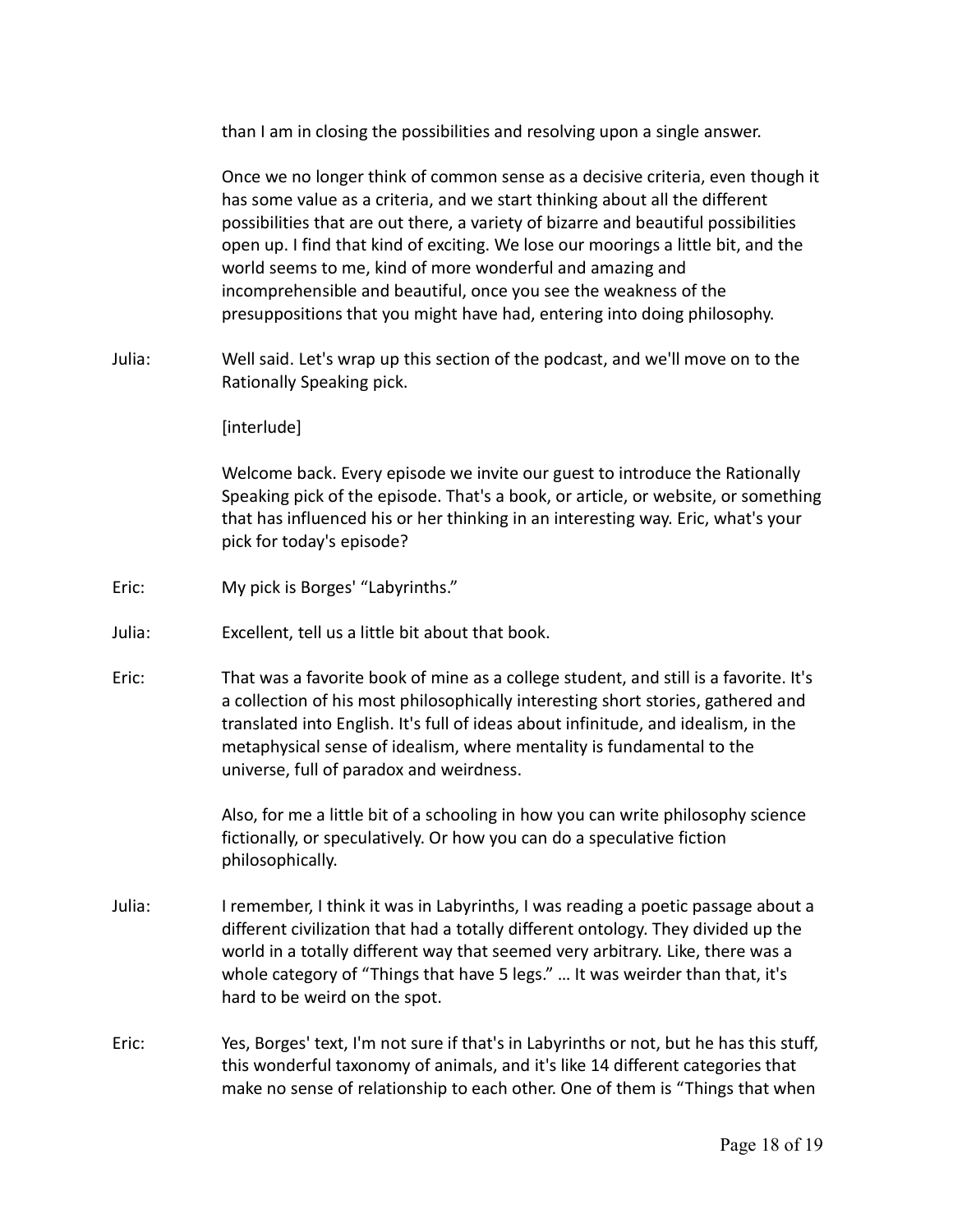than I am in closing the possibilities and resolving upon a single answer.

Once we no longer think of common sense as a decisive criteria, even though it has some value as a criteria, and we start thinking about all the different possibilities that are out there, a variety of bizarre and beautiful possibilities open up. I find that kind of exciting. We lose our moorings a little bit, and the world seems to me, kind of more wonderful and amazing and incomprehensible and beautiful, once you see the weakness of the presuppositions that you might have had, entering into doing philosophy.

Julia: Well said. Let's wrap up this section of the podcast, and we'll move on to the Rationally Speaking pick.

[interlude]

Welcome back. Every episode we invite our guest to introduce the Rationally Speaking pick of the episode. That's a book, or article, or website, or something that has influenced his or her thinking in an interesting way. Eric, what's your pick for today's episode?

Eric: My pick is Borges' "Labyrinths."

Julia: Excellent, tell us a little bit about that book.

Eric: That was a favorite book of mine as a college student, and still is a favorite. It's a collection of his most philosophically interesting short stories, gathered and translated into English. It's full of ideas about infinitude, and idealism, in the metaphysical sense of idealism, where mentality is fundamental to the universe, full of paradox and weirdness.

Also, for me a little bit of a schooling in how you can write philosophy science fictionally, or speculatively. Or how you can do a speculative fiction philosophically.

Julia: I remember, I think it was in Labyrinths, I was reading a poetic passage about a different civilization that had a totally different ontology. They divided up the world in a totally different way that seemed very arbitrary. Like, there was a whole category of "Things that have 5 legs." … It was weirder than that, it's hard to be weird on the spot.

Eric: Yes, Borges' text, I'm not sure if that's in Labyrinths or not, but he has this stuff, this wonderful taxonomy of animals, and it's like 14 different categories that make no sense of relationship to each other. One of them is "Things that when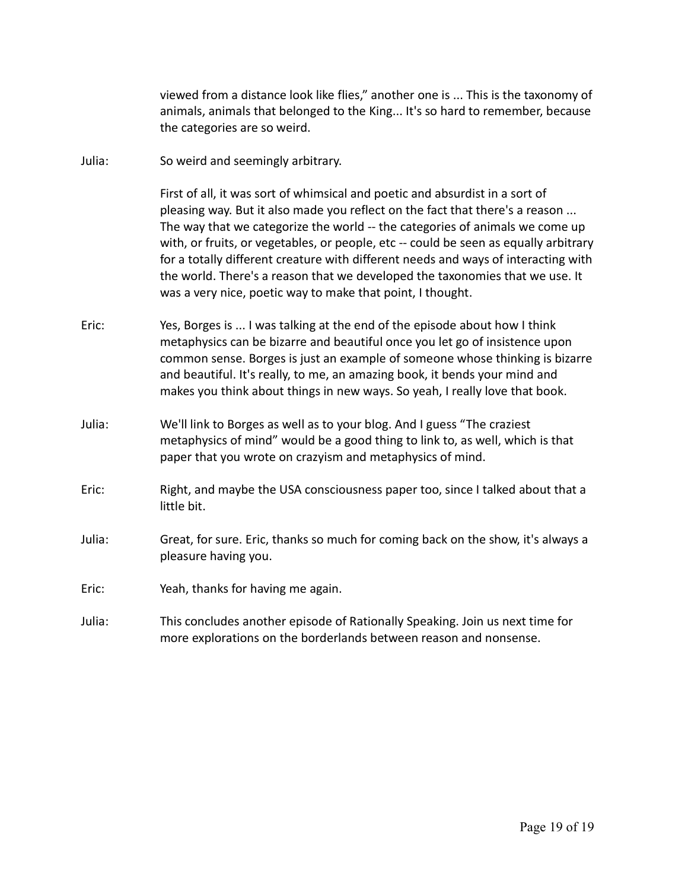viewed from a distance look like flies," another one is ... This is the taxonomy of animals, animals that belonged to the King... It's so hard to remember, because the categories are so weird.

Julia: So weird and seemingly arbitrary.

First of all, it was sort of whimsical and poetic and absurdist in a sort of pleasing way. But it also made you reflect on the fact that there's a reason ... The way that we categorize the world -- the categories of animals we come up with, or fruits, or vegetables, or people, etc -- could be seen as equally arbitrary for a totally different creature with different needs and ways of interacting with the world. There's a reason that we developed the taxonomies that we use. It was a very nice, poetic way to make that point, I thought.

Eric: Yes, Borges is ... I was talking at the end of the episode about how I think metaphysics can be bizarre and beautiful once you let go of insistence upon common sense. Borges is just an example of someone whose thinking is bizarre and beautiful. It's really, to me, an amazing book, it bends your mind and makes you think about things in new ways. So yeah, I really love that book.

Julia: We'll link to Borges as well as to your blog. And I guess "The craziest metaphysics of mind" would be a good thing to link to, as well, which is that paper that you wrote on crazyism and metaphysics of mind.

Eric: Right, and maybe the USA consciousness paper too, since I talked about that a little bit.

Julia: Great, for sure. Eric, thanks so much for coming back on the show, it's always a pleasure having you.

Eric: Yeah, thanks for having me again.

Julia: This concludes another episode of Rationally Speaking. Join us next time for more explorations on the borderlands between reason and nonsense.